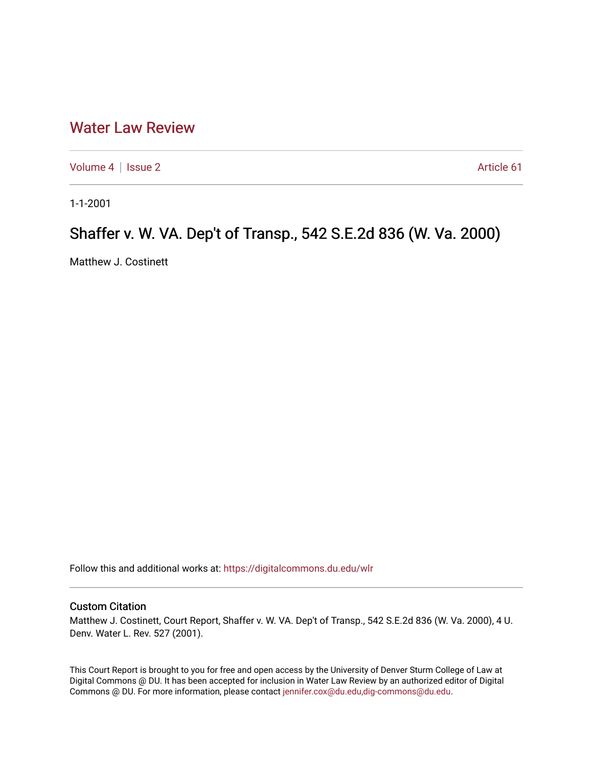# Water Law Review

Volume 4 | Issue 2 Article 61

1-1-2001

## Shaffer v. W. VA. Dep't of Transp., 542 S.E.2d 836 (W. Va. 2000)

Matthew J. Costinett

Follow this and additional works at: https://digitalcommons.du.edu/wlr

### Custom Citation

Matthew J. Costinett, Court Report, Shaffer v. W. VA. Dep't of Transp., 542 S.E.2d 836 (W. Va. 2000), 4 U. Denv. Water L. Rev. 527 (2001).

This Court Report is brought to you for free and open access by the University of Denver Sturm College of Law at Digital Commons @ DU. It has been accepted for inclusion in Water Law Review by an authorized editor of Digital Commons @ DU. For more information, please contact jennifer.cox@du.edu,dig-commons@du.edu.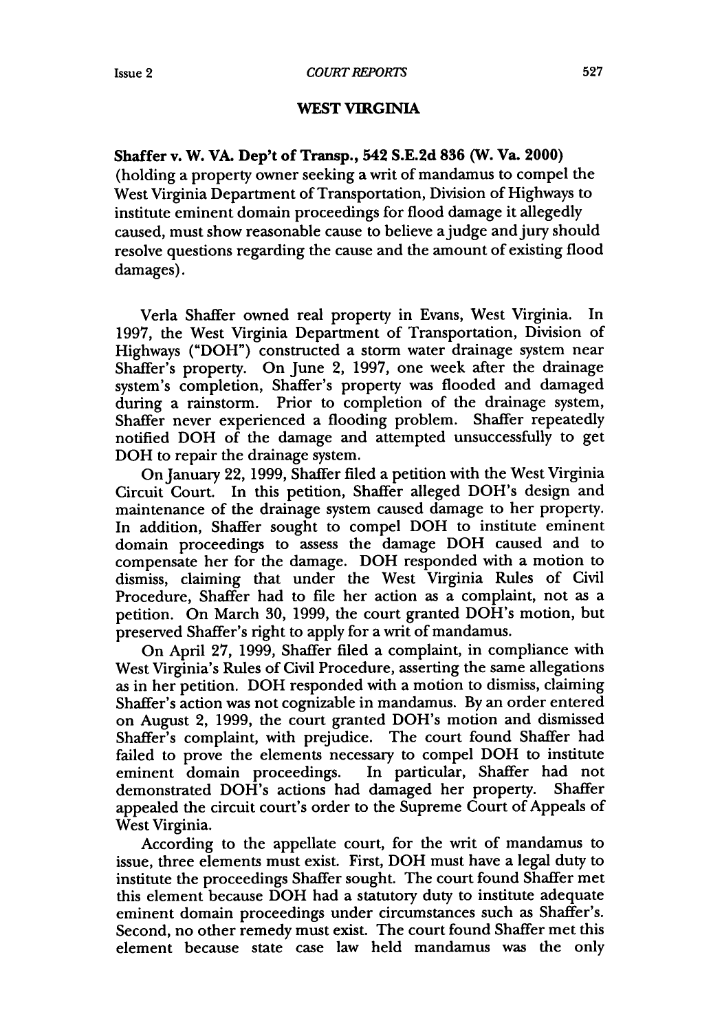## WEST VIRGINIA

**Shaffer v. W. VA. Dep't of Transp., 542 S.E.2d 836 (W. Va. 2000)** (holding a property owner seeking a writ of mandamus to compel the West Virginia Department of Transportation, Division of Highways to institute eminent domain proceedings for flood damage it allegedly caused, must show reasonable cause to believe a judge and jury should resolve questions regarding the cause and the amount of existing flood damages).

Verla Shaffer owned real property in Evans, West Virginia. In 1997, the West Virginia Department of Transportation, Division of Highways ("DOH") constructed a storm water drainage system near Shaffer's property. On June 2, 1997, one week after the drainage system's completion, Shaffer's property was flooded and damaged during a rainstorm. Prior to completion of the drainage system, Shaffer never experienced a flooding problem. Shaffer repeatedly notified DOH of the damage and attempted unsuccessfully to get DOH to repair the drainage system.

On January 22, 1999, Shaffer filed a petition with the West Virginia Circuit Court. In this petition, Shaffer alleged DOH's design and maintenance of the drainage system caused damage to her property. In addition, Shaffer sought to compel DOH to institute eminent domain proceedings to assess the damage DOH caused and to compensate her for the damage. DOH responded with a motion to dismiss, claiming that under the West Virginia Rules of Civil Procedure, Shaffer had to file her action as a complaint, not as a petition. On March 30, 1999, the court granted DOH's motion, but preserved Shaffer's right to apply for a writ of mandamus.

On April 27, 1999, Shaffer filed a complaint, in compliance with West Virginia's Rules of Civil Procedure, asserting the same allegations as in her petition. DOH responded with a motion to dismiss, claiming Shaffer's action was not cognizable in mandamus. By an order entered on August 2, 1999, the court granted DOH's motion and dismissed Shaffer's complaint, with prejudice. The court found Shaffer had failed to prove the elements necessary to compel DOH to institute eminent domain proceedings. In particular, Shaffer had not demonstrated DOH's actions had damaged her property. Shaffer appealed the circuit court's order to the Supreme Court of Appeals of West Virginia.

According to the appellate court, for the writ of mandamus to issue, three elements must exist. First, DOH must have a legal duty to institute the proceedings Shaffer sought. The court found Shaffer met this element because DOH had a statutory duty to institute adequate eminent domain proceedings under circumstances such as Shaffer's. Second, no other remedy must exist. The court found Shaffer met this element because state case law held mandamus was the only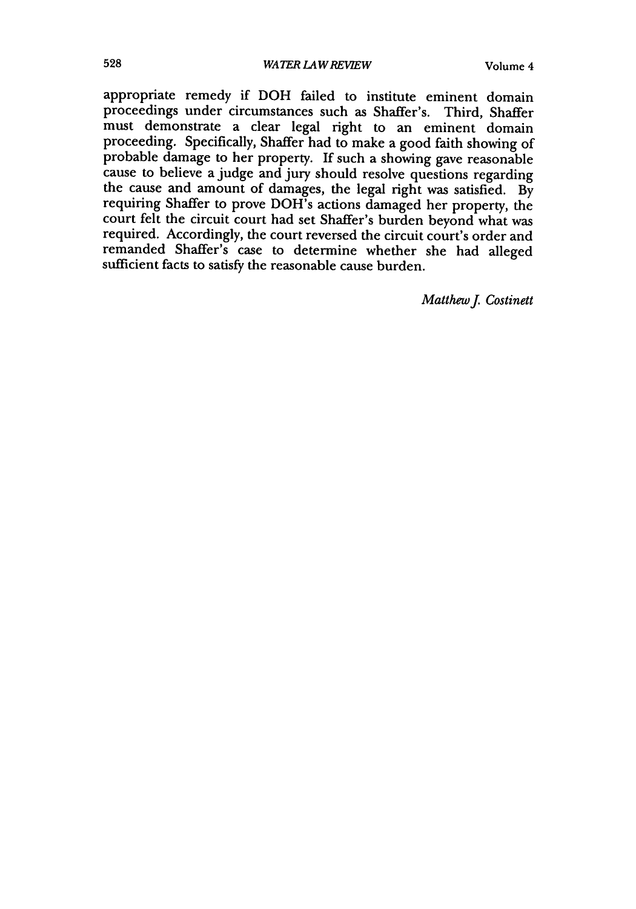appropriate remedy if DOH failed to institute eminent domain proceedings under circumstances such as Shaffer's. Third, Shaffer must demonstrate a clear legal right to an eminent domain proceeding. Specifically, Shaffer had to make a good faith showing of probable damage to her property. If such a showing gave reasonable cause to believe a judge and jury should resolve questions regarding the cause and amount of damages, the legal right was satisfied. By requiring Shaffer to prove DOH's actions damaged her property, the court felt the circuit court had set Shaffer's burden beyond what was required. Accordingly, the court reversed the circuit court's order and remanded Shaffer's case to determine whether she had alleged sufficient facts to satisfy the reasonable cause burden.

*Matthew J. Costinett*